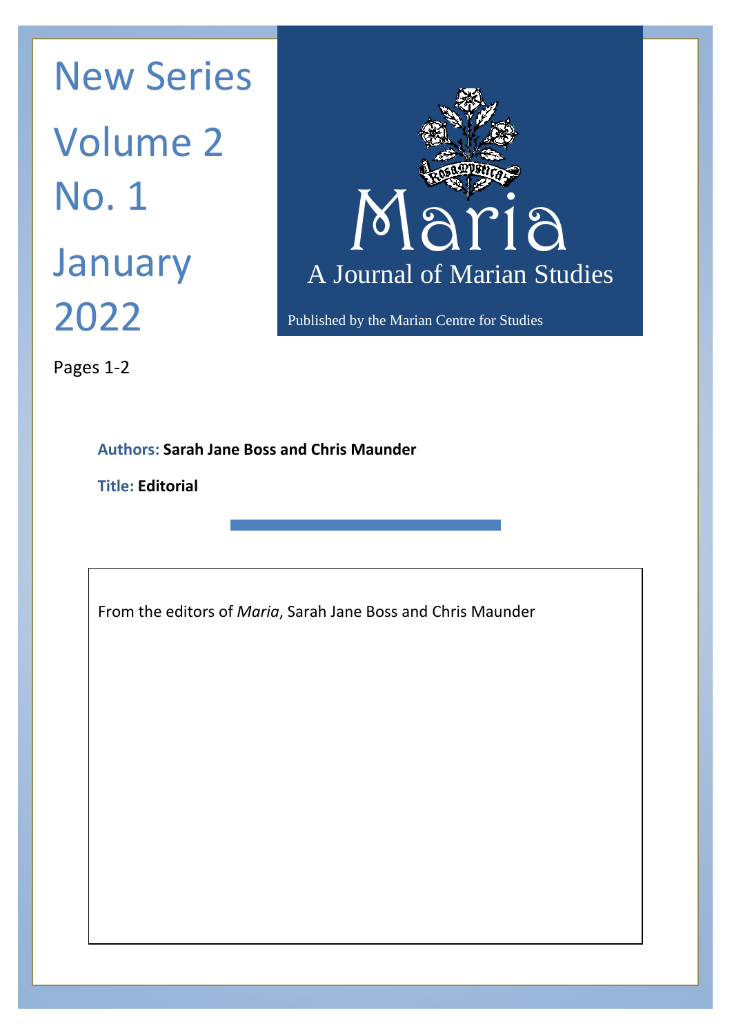New Series

Volume 2

No. 1

January 2022

# Maria

A Journal of Marian Studies

Published by the Marian Centre for Studies

Pages 1-2

**Authors: Sarah Jane Boss and Chris Maunder**

**Title: Editorial**

From the editors of *Maria*, Sarah Jane Boss and Chris Maunder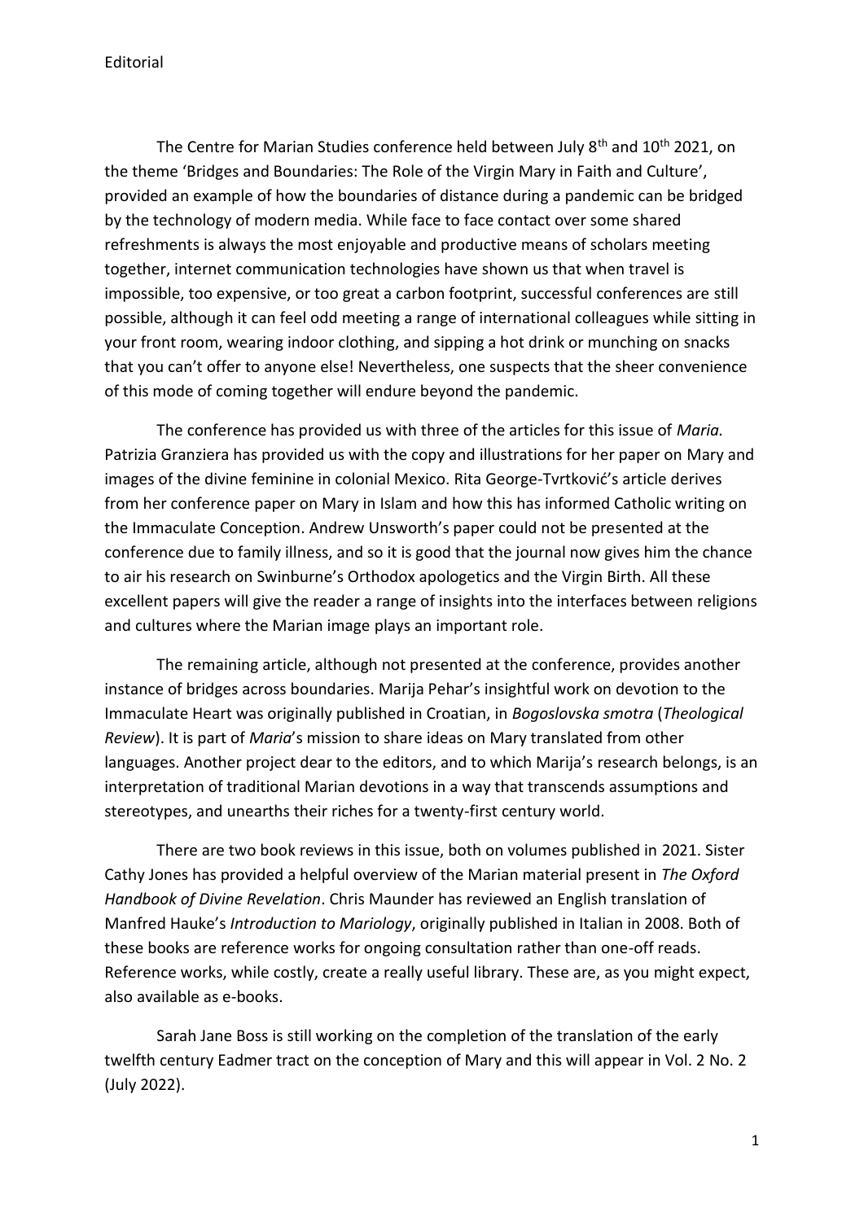# Editorial

The Centre for Marian Studies conference held between July 8th and 10th 2021, on the theme 'Bridges and Boundaries: The Role of the Virgin Mary in Faith and Culture', provided an example of how the boundaries of distance during a pandemic can be bridged by the technology of modern media. While face to face contact over some shared refreshments is always the most enjoyable and productive means of scholars meeting together, internet communication technologies have shown us that when travel is impossible, too expensive, or too great a carbon footprint, successful conferences are still possible, although it can feel odd meeting a range of international colleagues while sitting in your front room, wearing indoor clothing, and sipping a hot drink or munching on snacks that you can't offer to anyone else! Nevertheless, one suspects that the sheer convenience of this mode of coming together will endure beyond the pandemic.

The conference has provided us with three of the articles for this issue of *Maria.* Patrizia Granziera has provided us with the copy and illustrations for her paper on Mary and images of the divine feminine in colonial Mexico. Rita George-Tvrtković's article derives from her conference paper on Mary in Islam and how this has informed Catholic writing on the Immaculate Conception. Andrew Unsworth's paper could not be presented at the conference due to family illness, and so it is good that the journal now gives him the chance to air his research on Swinburne's Orthodox apologetics and the Virgin Birth. All these excellent papers will give the reader a range of insights into the interfaces between religions and cultures where the Marian image plays an important role.

The remaining article, although not presented at the conference, provides another instance of bridges across boundaries. Marija Pehar's insightful work on devotion to the Immaculate Heart was originally published in Croatian, in *Bogoslovska smotra* (*Theological Review*). It is part of *Maria*'s mission to share ideas on Mary translated from other languages. Another project dear to the editors, and to which Marija's research belongs, is an interpretation of traditional Marian devotions in a way that transcends assumptions and stereotypes, and unearths their riches for a twenty-first century world.

There are two book reviews in this issue, both on volumes published in 2021. Sister Cathy Jones has provided a helpful overview of the Marian material present in *The Oxford Handbook of Divine Revelation*. Chris Maunder has reviewed an English translation of Manfred Hauke's *Introduction to Mariology*, originally published in Italian in 2008. Both of these books are reference works for ongoing consultation rather than one-off reads. Reference works, while costly, create a really useful library. These are, as you might expect, also available as e-books.

Sarah Jane Boss is still working on the completion of the translation of the early twelfth century Eadmer tract on the conception of Mary and this will appear in Vol. 2 No. 2 (July 2022).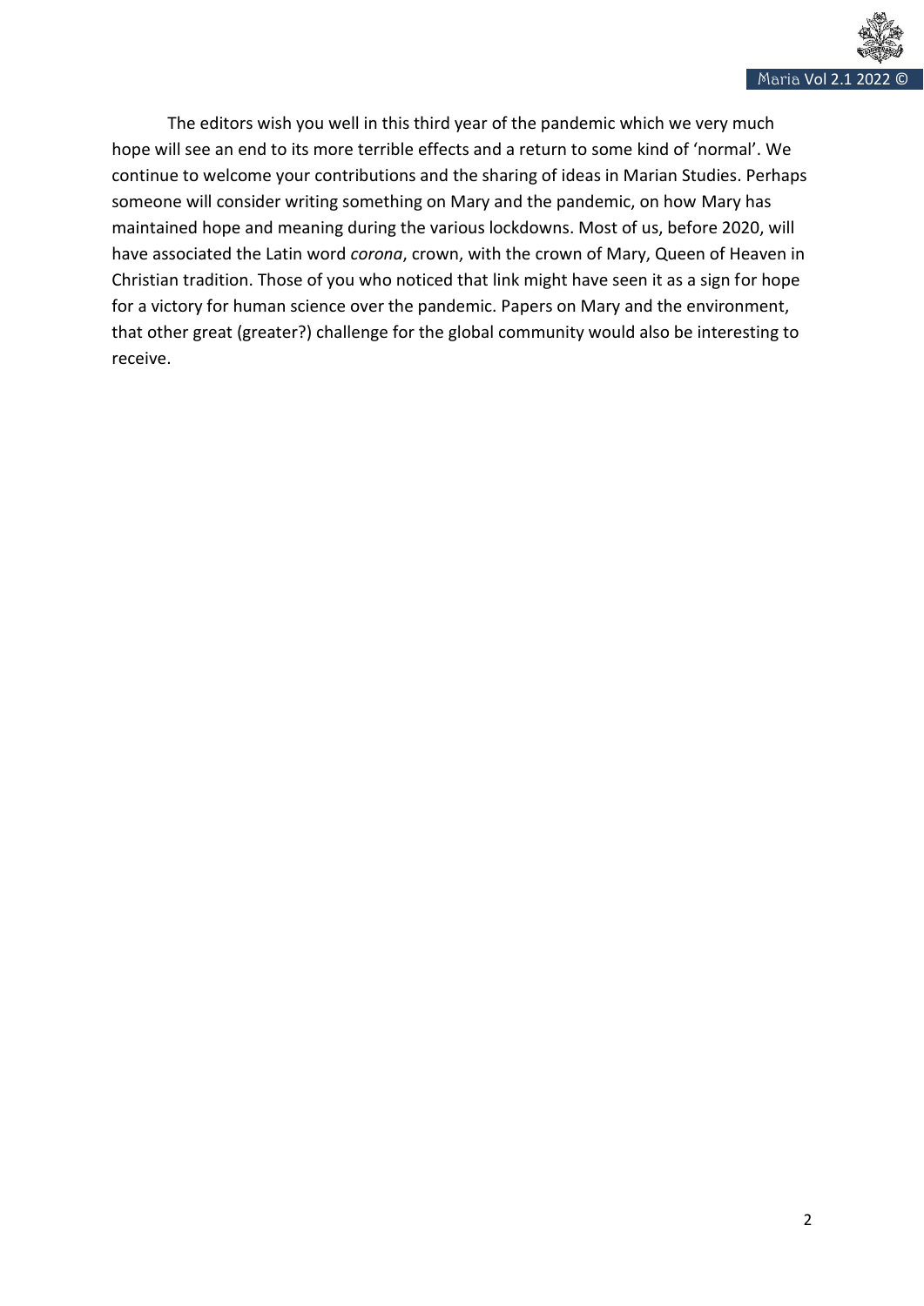The editors wish you well in this third year of the pandemic which we very much hope will see an end to its more terrible effects and a return to some kind of 'normal'. We continue to welcome your contributions and the sharing of ideas in Marian Studies. Perhaps someone will consider writing something on Mary and the pandemic, on how Mary has maintained hope and meaning during the various lockdowns. Most of us, before 2020, will have associated the Latin word *corona*, crown, with the crown of Mary, Queen of Heaven in Christian tradition. Those of you who noticed that link might have seen it as a sign for hope for a victory for human science over the pandemic. Papers on Mary and the environment, that other great (greater?) challenge for the global community would also be interesting to receive.